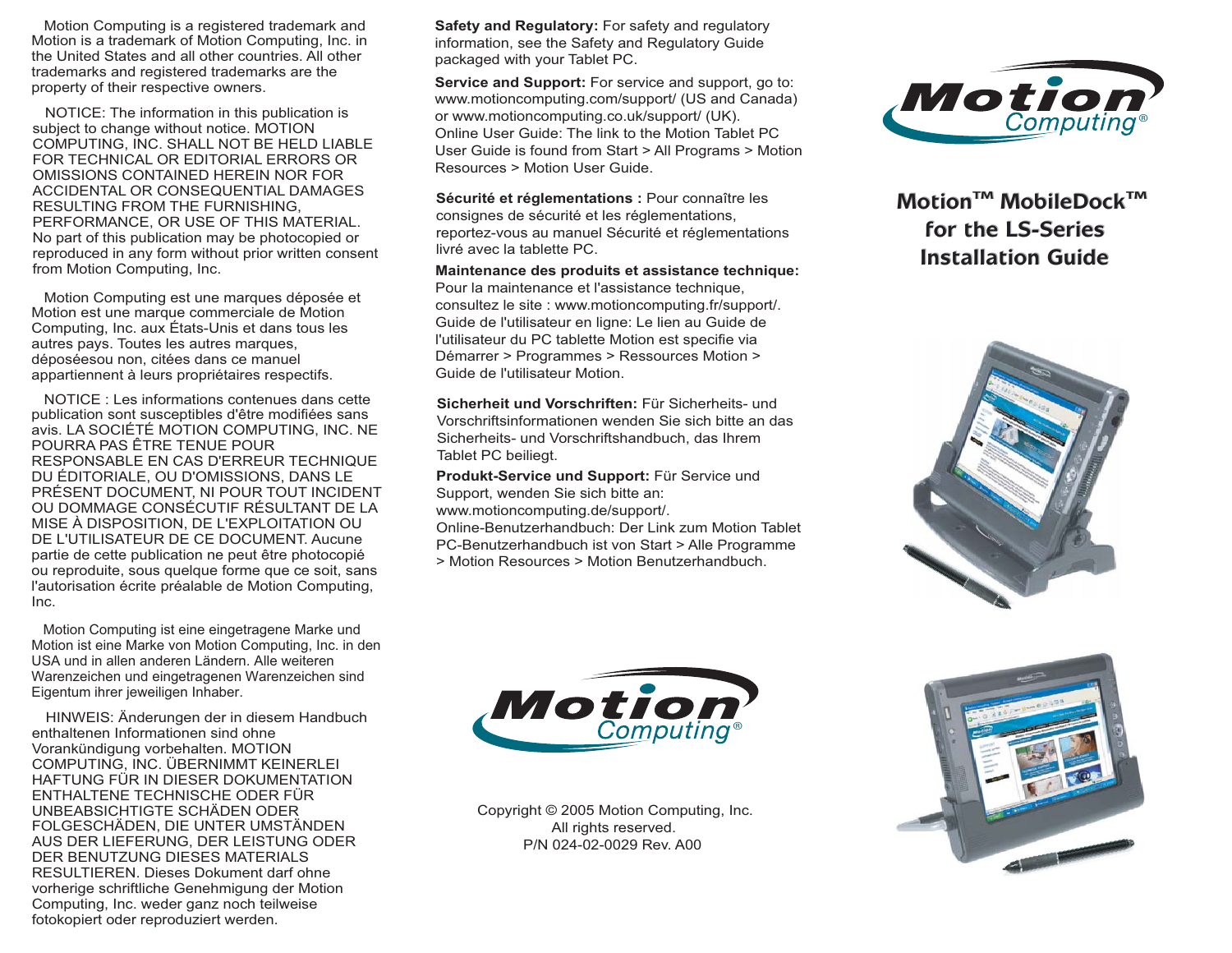Motion Computing is a registered trademark and Motion is a trademark of Motion Computing, Inc. in the United States and all other countries. All other trademarks and registered trademarks are the property of their respective owners.

NOTICE: The information in this publication is subject to change without notice. MOTION COMPUTING, INC. SHALL NOT BE HELD LIABLE FOR TECHNICAL OR EDITORIAL ERRORS OR OMISSIONS CONTAINED HEREIN NOR FOR ACCIDENTAL OR CONSEQUENTIAL DAMAGES RESULTING FROM THE FURNISHING, PERFORMANCE, OR USE OF THIS MATERIAL. No part of this publication may be photocopied or reproduced in any form without prior written consent from Motion Computing, Inc.

Motion Computing est une marques déposée et Motion est une marque commerciale de Motion Computing, Inc. aux États-Unis et dans tous les autres pays. Toutes les autres marques, déposéesou non, citées dans ce manuel appartiennent à leurs propriétaires respectifs.

NOTICE : Les informations contenues dans cette publication sont susceptibles d'être modifiées sans avis. LA SOCIÉTÉ MOTION COMPUTING, INC. NE POURRA PAS ÊTRE TENUE POUR RESPONSABLE EN CAS D'ERREUR TECHNIQUE DU ÉDITORIALE, OU D'OMISSIONS, DANS LE PRÉSENT DOCUMENT, NI POUR TOUT INCIDENT OU DOMMAGE CONSÉCUTIF RÉSULTANT DE LA MISE À DISPOSITION, DE L'EXPLOITATION OU DE L'UTILISATEUR DE CE DOCUMENT. Aucune partie de cette publication ne peut être photocopié ou reproduite, sous quelque forme que ce soit, sans l'autorisation écrite préalable de Motion Computing, Inc.

Motion Computing ist eine eingetragene Marke und Motion ist eine Marke von Motion Computing, Inc. in den USA und in allen anderen Ländern. Alle weiteren Warenzeichen und eingetragenen Warenzeichen sind Eigentum ihrer jeweiligen Inhaber.

HINWEIS: Änderungen der in diesem Handbuch enthaltenen Informationen sind ohne Vorankündigung vorbehalten. MOTION COMPUTING, INC. ÜBERNIMMT KEINERLEI HAFTUNG FÜR IN DIESER DOKUMENTATION ENTHALTENE TECHNISCHE ODER FÜR UNBEABSICHTIGTE SCHÄDEN ODER FOLGESCHÄDEN, DIE UNTER UMSTÄNDEN AUS DER LIEFERUNG, DER LEISTUNG ODER DER BENUTZUNG DIESES MATERIALS RESULTIEREN. Dieses Dokument darf ohne vorherige schriftliche Genehmigung der Motion Computing, Inc. weder ganz noch teilweise fotokopiert oder reproduziert werden.

**Safety and Regulatory:** For safety and regulatory information, see the Safety and Regulatory Guide packaged with your Tablet PC.

**Service and Support:** For service and support, go to: www.motioncomputing.com/support/ (US and Canada) or www.motioncomputing.co.uk/support/ (UK). Online User Guide: The link to the Motion Tablet PC User Guide is found from Start > All Programs > Motion Resources > Motion User Guide.

**Sécurité et réglementations :** Pour connaître les consignes de sécurité et les réglementations, reportez-vous au manuel Sécurité et réglementations livré avec la tablette PC.

**Maintenance des produits et assistance technique:** Pour la maintenance et l'assistance technique, consultez le site : www.motioncomputing.fr/support/. Guide de l'utilisateur en ligne: Le lien au Guide de l'utilisateur du PC tablette Motion est specifie via Démarrer > Programmes > Ressources Motion > Guide de l'utilisateur Motion.

**Sicherheit und Vorschriften:** Für Sicherheits- und Vorschriftsinformationen wenden Sie sich bitte an das Sicherheits- und Vorschriftshandbuch, das Ihrem Tablet PC beiliegt.

**Produkt-Service und Support:** Für Service und Support, wenden Sie sich bitte an: www.motioncomputing.de/support/. Online-Benutzerhandbuch: Der Link zum Motion Tablet PC-Benutzerhandbuch ist von Start > Alle Programme > Motion Resources > Motion Benutzerhandbuch.

Motion Computing®

Copyright © 2005 Motion Computing, Inc.
All rights reserved.
P/N 024-02-0029 Rev. A00

Motion Computing®

# Motion™ MobileDock™ for the LS-Series Installation Guide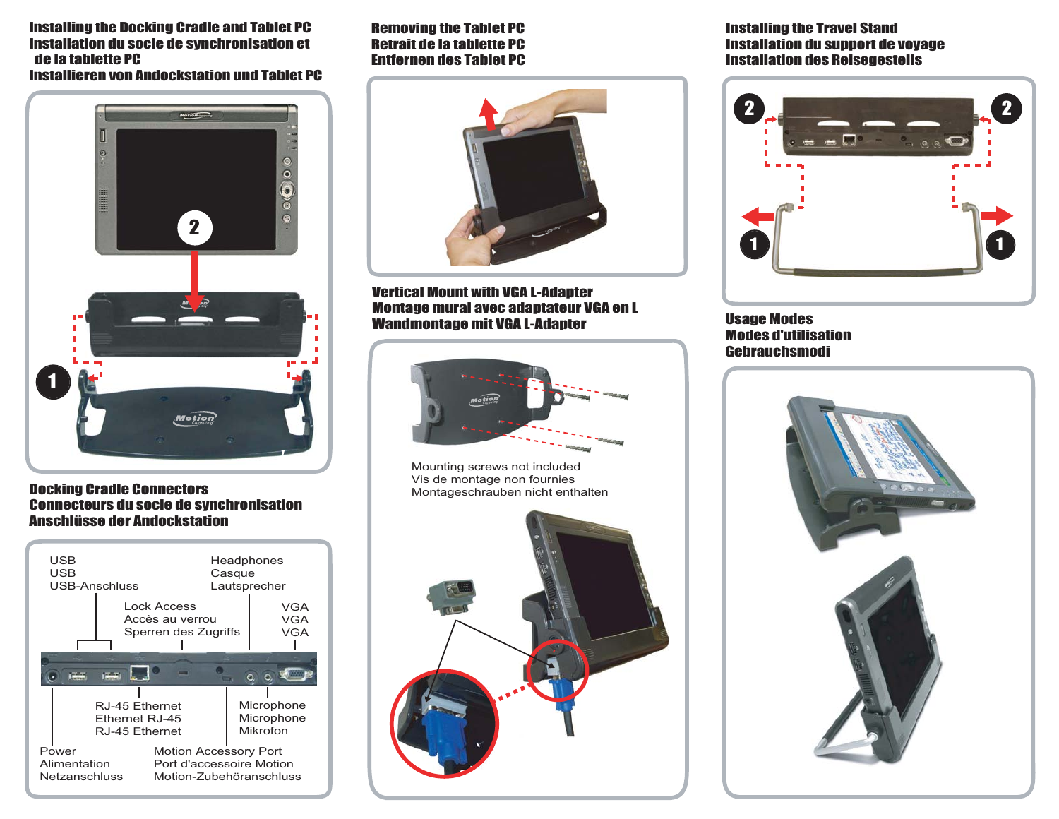## Installing the Docking Cradle and Tablet PC
## Installation du socle de synchronisation et de la tablette PC
## Installieren von Andockstation und Tablet PC

1

2

## Docking Cradle Connectors
## Connecteurs du socle de synchronisation
## Anschlüsse der Andockstation

USB
USB
USB-Anschluss

Headphones
Casque
Lautsprecher

Lock Access
Accès au verrou
Sperren des Zugriffs

VGA
VGA
VGA

RJ-45 Ethernet
Ethernet RJ-45
RJ-45 Ethernet

Microphone
Microphone
Mikrofon

Power
Alimentation
Netzanschluss

Motion Accessory Port
Port d'accessoire Motion
Motion-Zubehöranschluss

## Removing the Tablet PC
## Retrait de la tablette PC
## Entfernen des Tablet PC

## Vertical Mount with VGA L-Adapter
## Montage mural avec adaptateur VGA en L
## Wandmontage mit VGA L-Adapter

Mounting screws not included
Vis de montage non fournies
Montageschrauben nicht enthalten

## Installing the Travel Stand
## Installation du support de voyage
## Installation des Reisegestells

2

2

1

1

## Usage Modes
## Modes d'utilisation
## Gebrauchsmodi